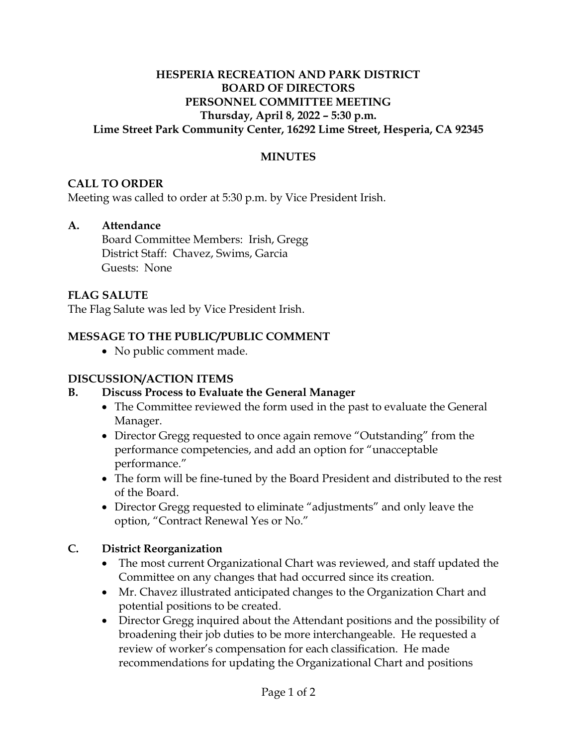**HESPERIA RECREATION AND PARK DISTRICT**
**BOARD OF DIRECTORS**
**PERSONNEL COMMITTEE MEETING**
**Thursday, April 8, 2022 – 5:30 p.m.**
**Lime Street Park Community Center, 16292 Lime Street, Hesperia, CA 92345**

**MINUTES**

## CALL TO ORDER

Meeting was called to order at 5:30 p.m. by Vice President Irish.

**A. Attendance**

Board Committee Members: Irish, Gregg
District Staff: Chavez, Swims, Garcia
Guests: None

## FLAG SALUTE

The Flag Salute was led by Vice President Irish.

## MESSAGE TO THE PUBLIC/PUBLIC COMMENT

- No public comment made.

## DISCUSSION/ACTION ITEMS

**B. Discuss Process to Evaluate the General Manager**

- The Committee reviewed the form used in the past to evaluate the General Manager.
- Director Gregg requested to once again remove "Outstanding" from the performance competencies, and add an option for "unacceptable performance."
- The form will be fine-tuned by the Board President and distributed to the rest of the Board.
- Director Gregg requested to eliminate "adjustments" and only leave the option, "Contract Renewal Yes or No."

**C. District Reorganization**

- The most current Organizational Chart was reviewed, and staff updated the Committee on any changes that had occurred since its creation.
- Mr. Chavez illustrated anticipated changes to the Organization Chart and potential positions to be created.
- Director Gregg inquired about the Attendant positions and the possibility of broadening their job duties to be more interchangeable. He requested a review of worker's compensation for each classification. He made recommendations for updating the Organizational Chart and positions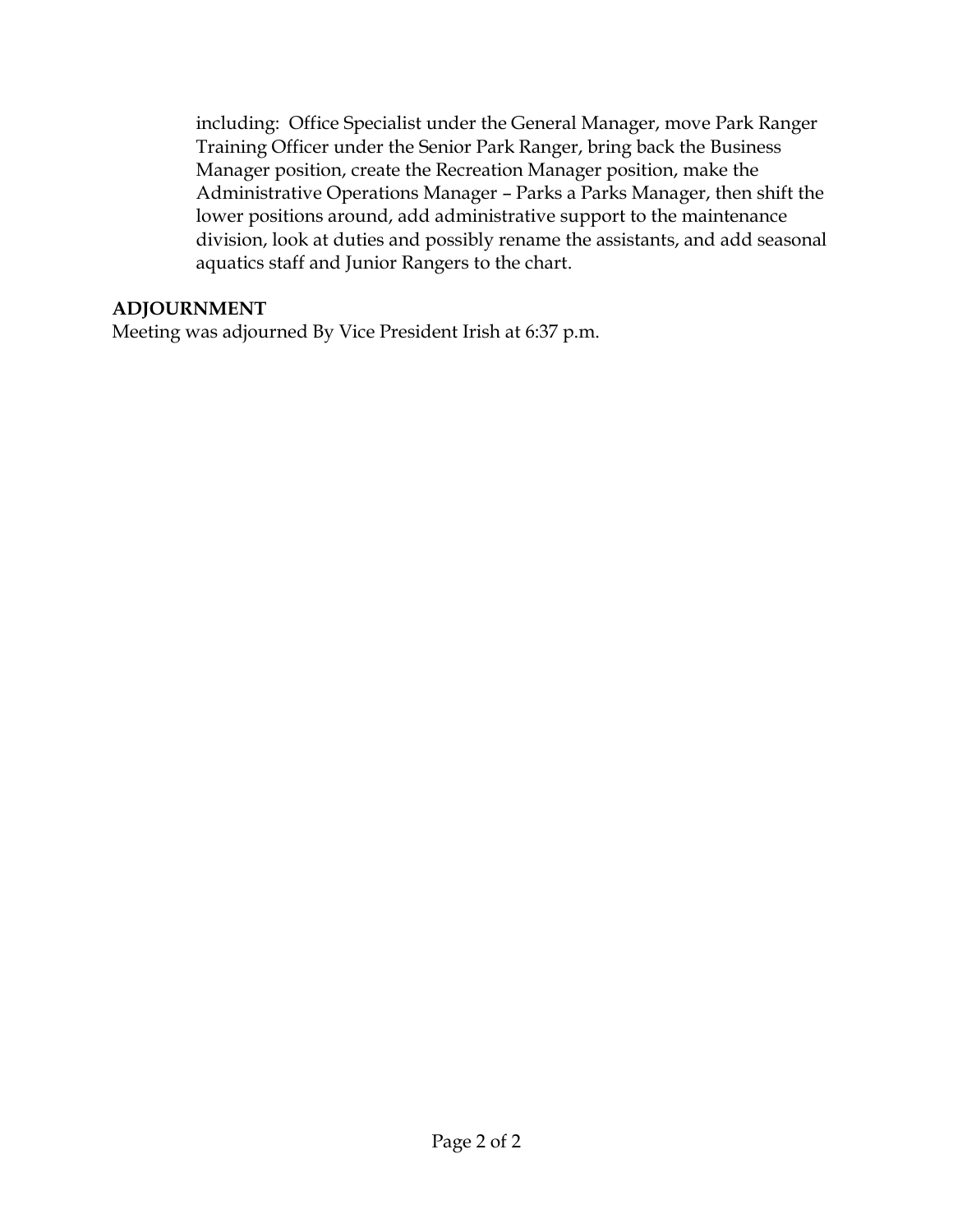including: Office Specialist under the General Manager, move Park Ranger Training Officer under the Senior Park Ranger, bring back the Business Manager position, create the Recreation Manager position, make the Administrative Operations Manager – Parks a Parks Manager, then shift the lower positions around, add administrative support to the maintenance division, look at duties and possibly rename the assistants, and add seasonal aquatics staff and Junior Rangers to the chart.

**ADJOURNMENT**

Meeting was adjourned By Vice President Irish at 6:37 p.m.